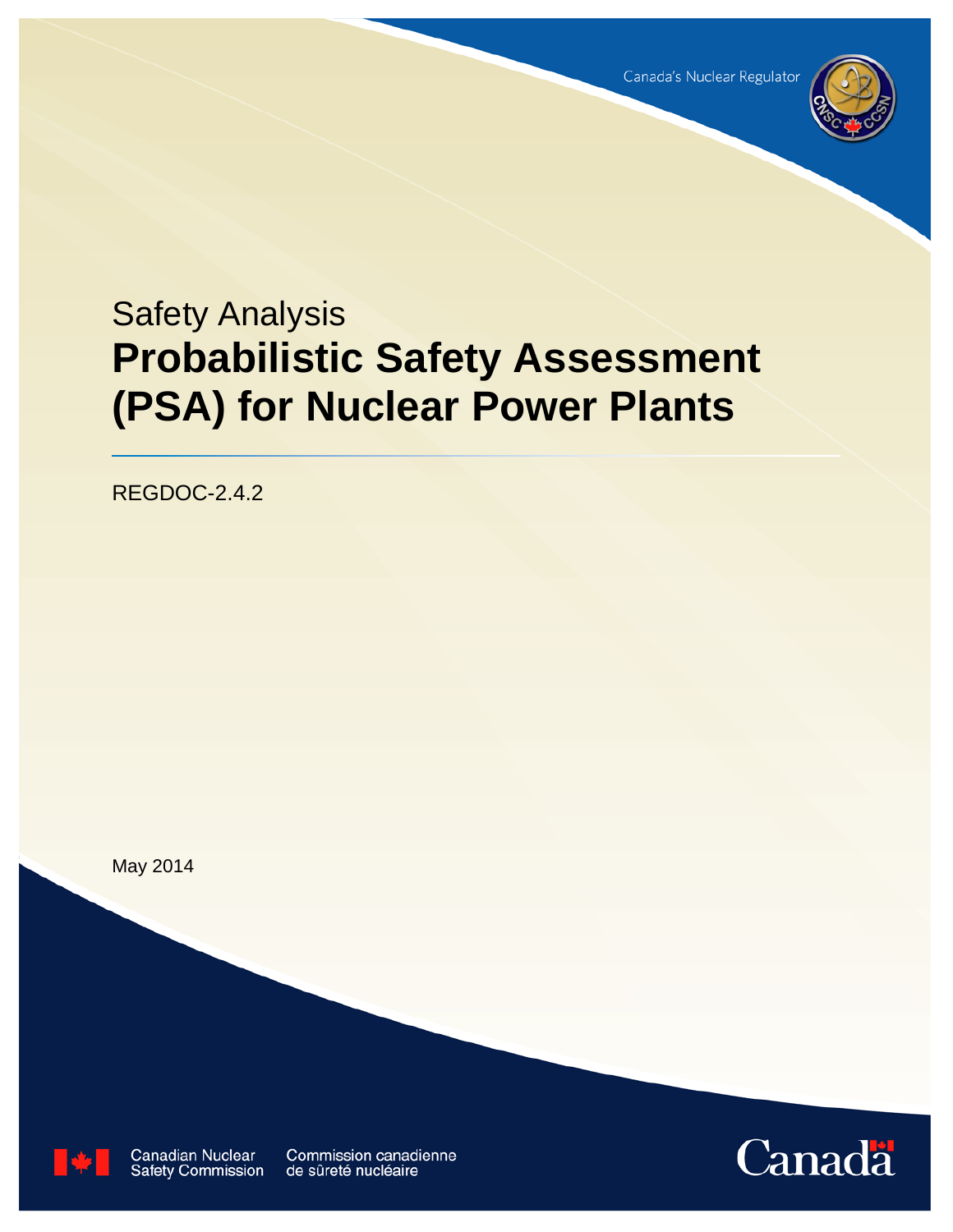Canada's Nuclear Regulator

Safety Analysis

# Probabilistic Safety Assessment (PSA) for Nuclear Power Plants

REGDOC-2.4.2

May 2014

Canadian Nuclear Safety Commission

Commission canadienne de sûreté nucléaire

Canada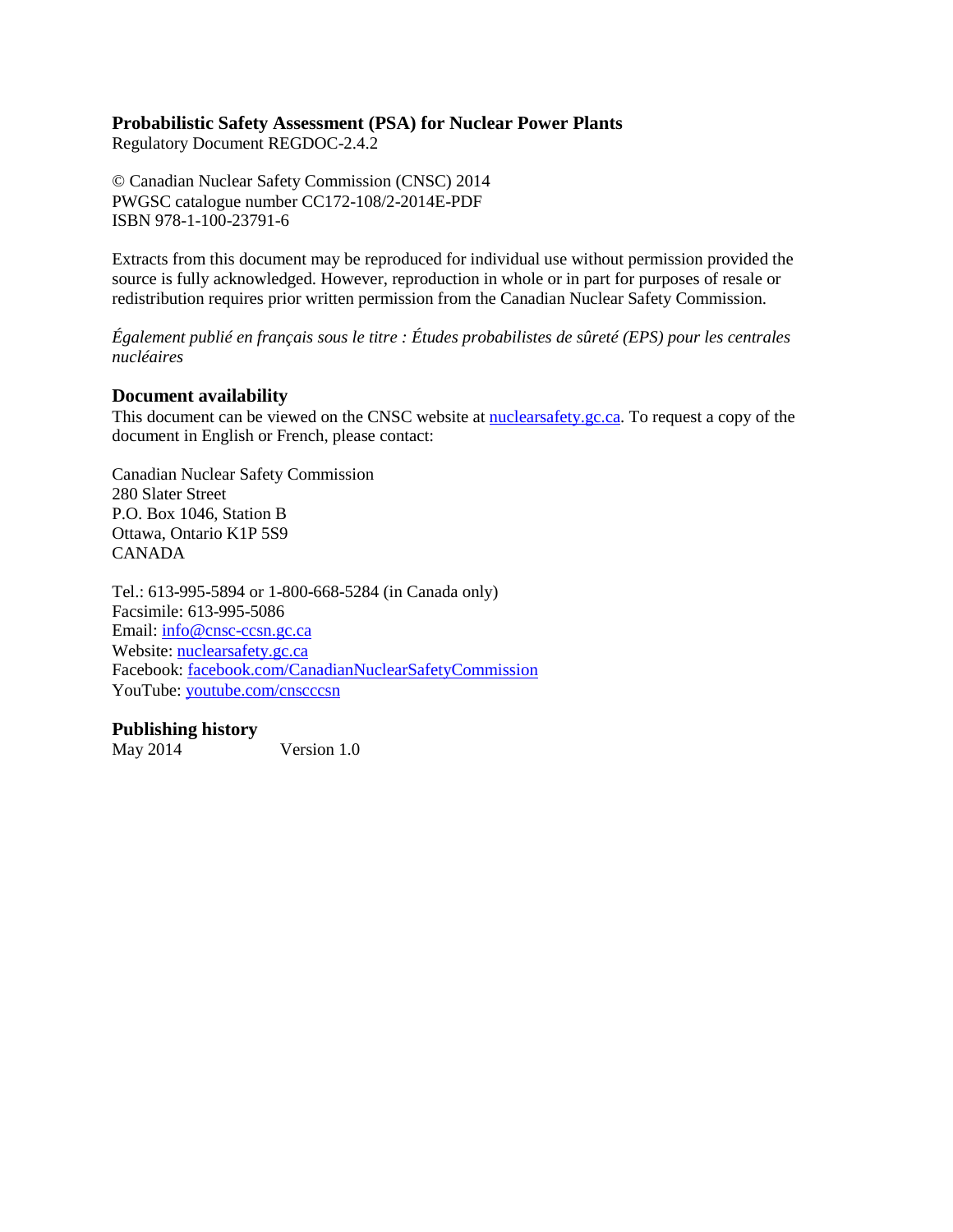**Probabilistic Safety Assessment (PSA) for Nuclear Power Plants**
Regulatory Document REGDOC-2.4.2

© Canadian Nuclear Safety Commission (CNSC) 2014
PWGSC catalogue number CC172-108/2-2014E-PDF
ISBN 978-1-100-23791-6

Extracts from this document may be reproduced for individual use without permission provided the source is fully acknowledged. However, reproduction in whole or in part for purposes of resale or redistribution requires prior written permission from the Canadian Nuclear Safety Commission.

*Également publié en français sous le titre : Études probabilistes de sûreté (EPS) pour les centrales nucléaires*

## Document availability

This document can be viewed on the CNSC website at nuclearsafety.gc.ca. To request a copy of the document in English or French, please contact:

Canadian Nuclear Safety Commission
280 Slater Street
P.O. Box 1046, Station B
Ottawa, Ontario K1P 5S9
CANADA

Tel.: 613-995-5894 or 1-800-668-5284 (in Canada only)
Facsimile: 613-995-5086
Email: info@cnsc-ccsn.gc.ca
Website: nuclearsafety.gc.ca
Facebook: facebook.com/CanadianNuclearSafetyCommission
YouTube: youtube.com/cnscccsn

## Publishing history

May 2014 Version 1.0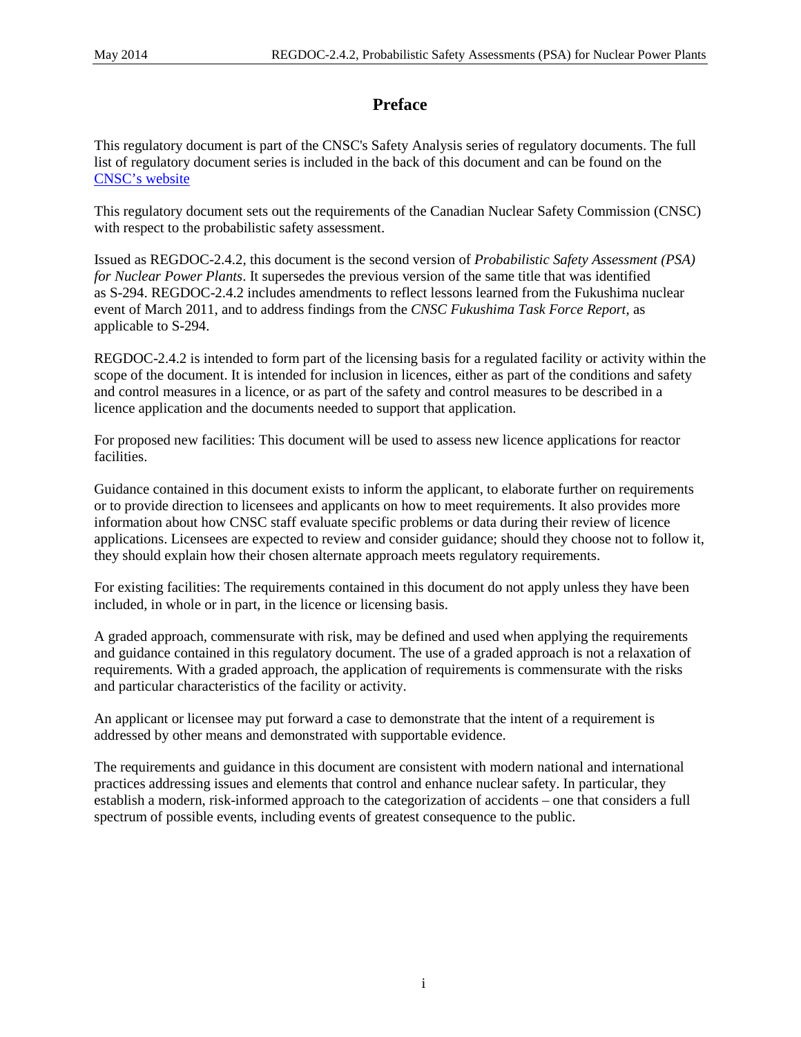# Preface

This regulatory document is part of the CNSC's Safety Analysis series of regulatory documents. The full list of regulatory document series is included in the back of this document and can be found on the [CNSC's website](CNSC's website)

This regulatory document sets out the requirements of the Canadian Nuclear Safety Commission (CNSC) with respect to the probabilistic safety assessment.

Issued as REGDOC-2.4.2, this document is the second version of *Probabilistic Safety Assessment (PSA) for Nuclear Power Plants*. It supersedes the previous version of the same title that was identified as S-294. REGDOC-2.4.2 includes amendments to reflect lessons learned from the Fukushima nuclear event of March 2011, and to address findings from the *CNSC Fukushima Task Force Report*, as applicable to S-294.

REGDOC-2.4.2 is intended to form part of the licensing basis for a regulated facility or activity within the scope of the document. It is intended for inclusion in licences, either as part of the conditions and safety and control measures in a licence, or as part of the safety and control measures to be described in a licence application and the documents needed to support that application.

For proposed new facilities: This document will be used to assess new licence applications for reactor facilities.

Guidance contained in this document exists to inform the applicant, to elaborate further on requirements or to provide direction to licensees and applicants on how to meet requirements. It also provides more information about how CNSC staff evaluate specific problems or data during their review of licence applications. Licensees are expected to review and consider guidance; should they choose not to follow it, they should explain how their chosen alternate approach meets regulatory requirements.

For existing facilities: The requirements contained in this document do not apply unless they have been included, in whole or in part, in the licence or licensing basis.

A graded approach, commensurate with risk, may be defined and used when applying the requirements and guidance contained in this regulatory document. The use of a graded approach is not a relaxation of requirements. With a graded approach, the application of requirements is commensurate with the risks and particular characteristics of the facility or activity.

An applicant or licensee may put forward a case to demonstrate that the intent of a requirement is addressed by other means and demonstrated with supportable evidence.

The requirements and guidance in this document are consistent with modern national and international practices addressing issues and elements that control and enhance nuclear safety. In particular, they establish a modern, risk-informed approach to the categorization of accidents – one that considers a full spectrum of possible events, including events of greatest consequence to the public.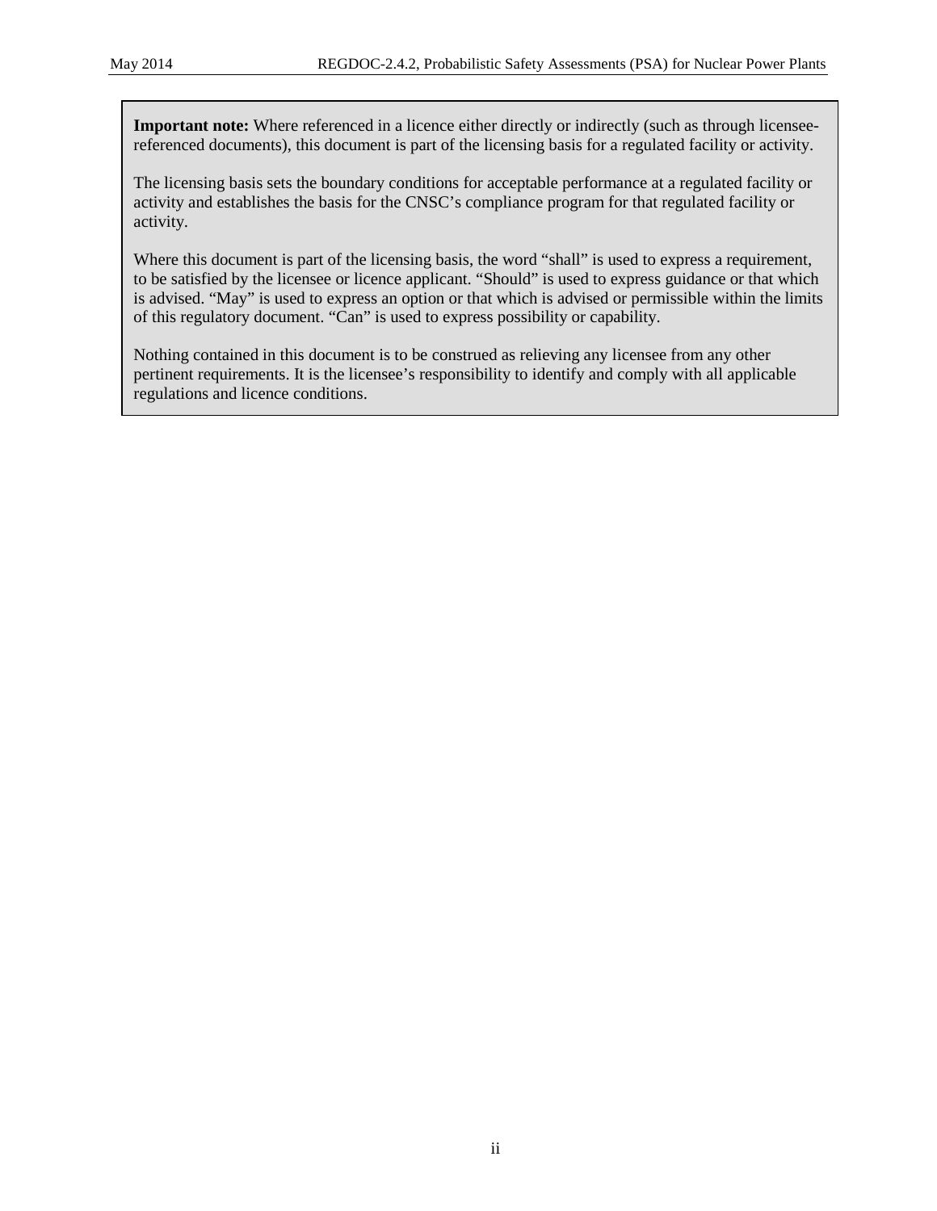**Important note:** Where referenced in a licence either directly or indirectly (such as through licensee-referenced documents), this document is part of the licensing basis for a regulated facility or activity.

The licensing basis sets the boundary conditions for acceptable performance at a regulated facility or activity and establishes the basis for the CNSC's compliance program for that regulated facility or activity.

Where this document is part of the licensing basis, the word "shall" is used to express a requirement, to be satisfied by the licensee or licence applicant. "Should" is used to express guidance or that which is advised. "May" is used to express an option or that which is advised or permissible within the limits of this regulatory document. "Can" is used to express possibility or capability.

Nothing contained in this document is to be construed as relieving any licensee from any other pertinent requirements. It is the licensee's responsibility to identify and comply with all applicable regulations and licence conditions.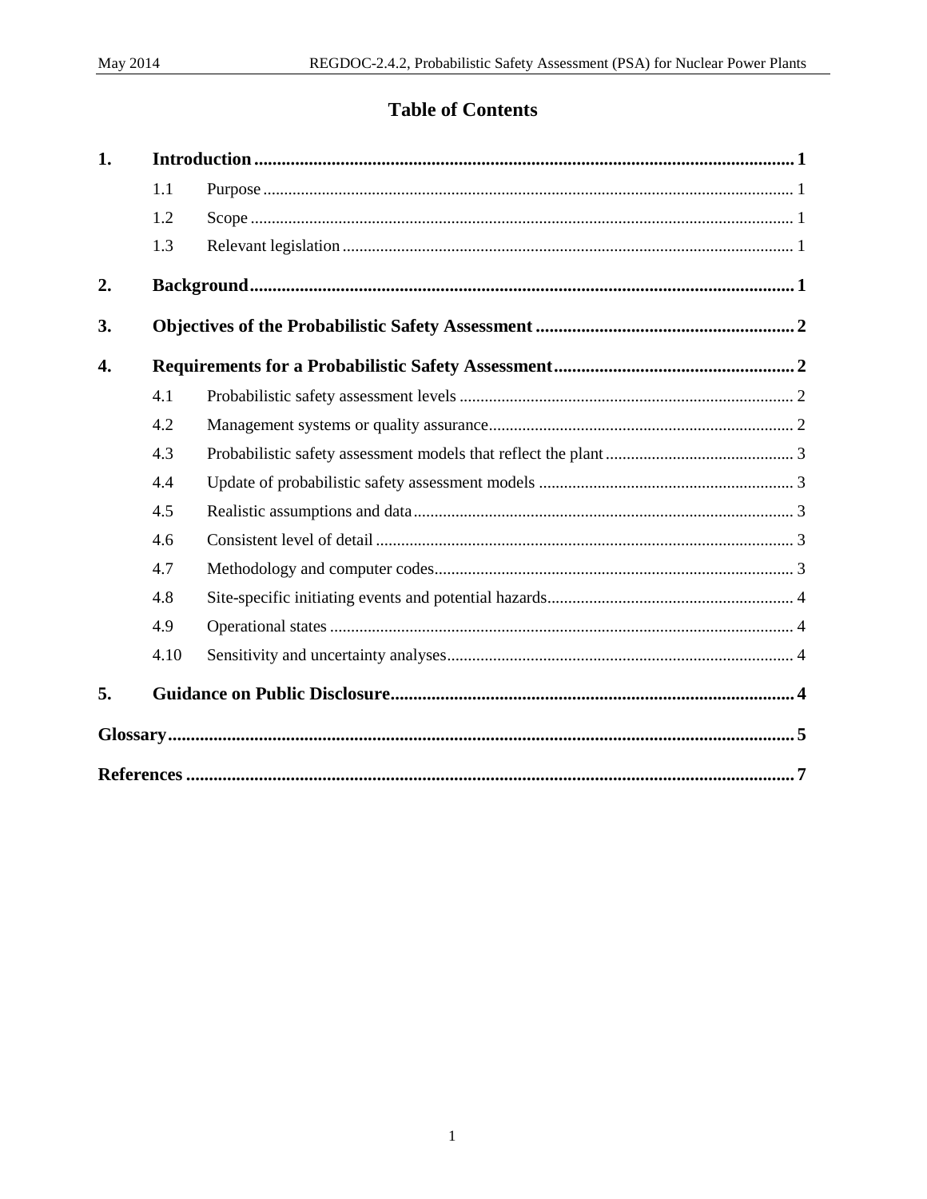# Table of Contents

| | | | |
|---|---|---|---|
| **1.** | **Introduction** | | **1** |
| | 1.1 | Purpose | 1 |
| | 1.2 | Scope | 1 |
| | 1.3 | Relevant legislation | 1 |
| **2.** | **Background** | | **1** |
| **3.** | **Objectives of the Probabilistic Safety Assessment** | | **2** |
| **4.** | **Requirements for a Probabilistic Safety Assessment** | | **2** |
| | 4.1 | Probabilistic safety assessment levels | 2 |
| | 4.2 | Management systems or quality assurance | 2 |
| | 4.3 | Probabilistic safety assessment models that reflect the plant | 3 |
| | 4.4 | Update of probabilistic safety assessment models | 3 |
| | 4.5 | Realistic assumptions and data | 3 |
| | 4.6 | Consistent level of detail | 3 |
| | 4.7 | Methodology and computer codes | 3 |
| | 4.8 | Site-specific initiating events and potential hazards | 4 |
| | 4.9 | Operational states | 4 |
| | 4.10 | Sensitivity and uncertainty analyses | 4 |
| **5.** | **Guidance on Public Disclosure** | | **4** |
| **Glossary** | | | **5** |
| **References** | | | **7** |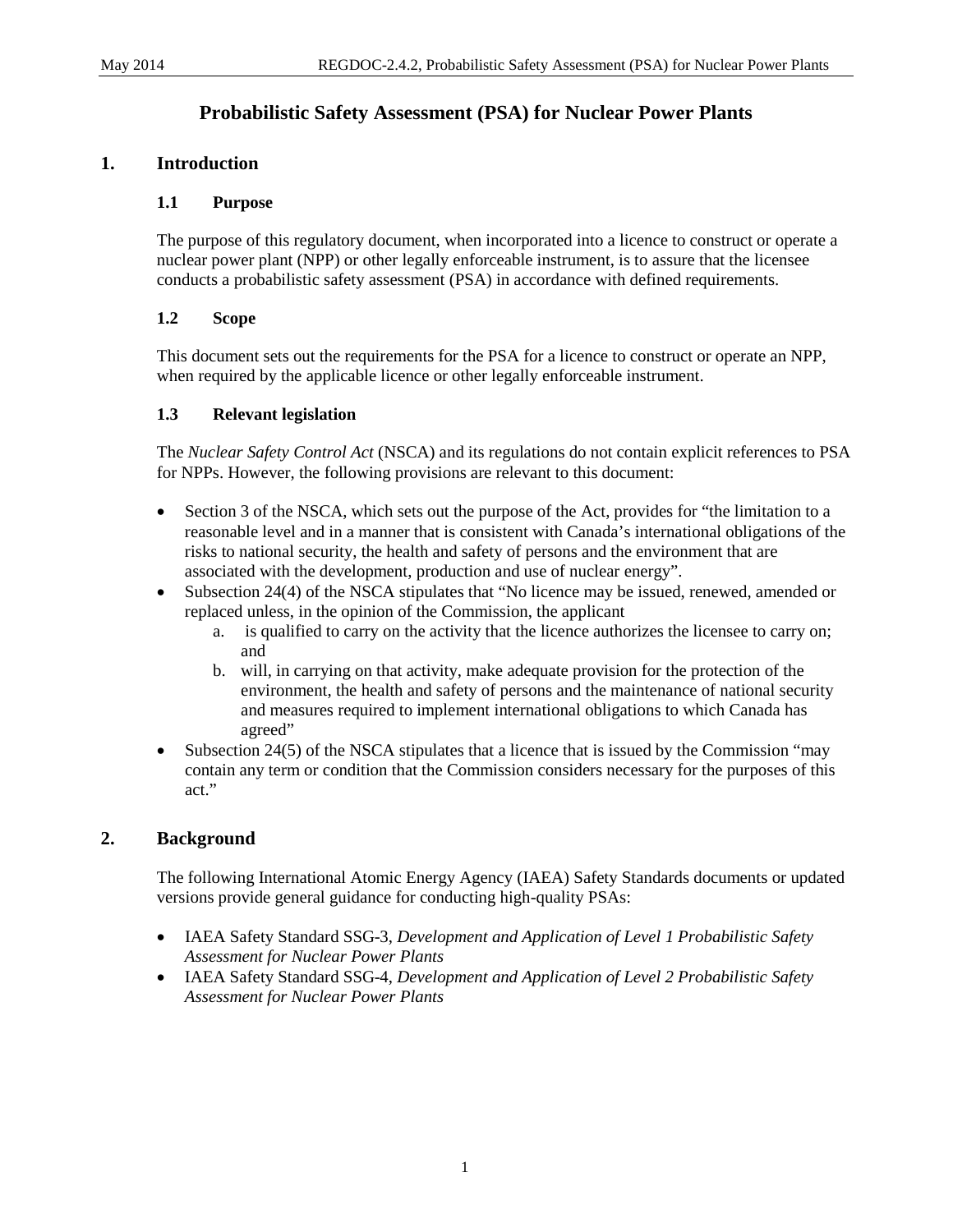# Probabilistic Safety Assessment (PSA) for Nuclear Power Plants

## 1. Introduction

### 1.1 Purpose

The purpose of this regulatory document, when incorporated into a licence to construct or operate a nuclear power plant (NPP) or other legally enforceable instrument, is to assure that the licensee conducts a probabilistic safety assessment (PSA) in accordance with defined requirements.

### 1.2 Scope

This document sets out the requirements for the PSA for a licence to construct or operate an NPP, when required by the applicable licence or other legally enforceable instrument.

### 1.3 Relevant legislation

The *Nuclear Safety Control Act* (NSCA) and its regulations do not contain explicit references to PSA for NPPs. However, the following provisions are relevant to this document:

- Section 3 of the NSCA, which sets out the purpose of the Act, provides for "the limitation to a reasonable level and in a manner that is consistent with Canada's international obligations of the risks to national security, the health and safety of persons and the environment that are associated with the development, production and use of nuclear energy".
- Subsection 24(4) of the NSCA stipulates that "No licence may be issued, renewed, amended or replaced unless, in the opinion of the Commission, the applicant
    a. is qualified to carry on the activity that the licence authorizes the licensee to carry on; and
    b. will, in carrying on that activity, make adequate provision for the protection of the environment, the health and safety of persons and the maintenance of national security and measures required to implement international obligations to which Canada has agreed"
- Subsection 24(5) of the NSCA stipulates that a licence that is issued by the Commission "may contain any term or condition that the Commission considers necessary for the purposes of this act."

## 2. Background

The following International Atomic Energy Agency (IAEA) Safety Standards documents or updated versions provide general guidance for conducting high-quality PSAs:

- IAEA Safety Standard SSG-3, *Development and Application of Level 1 Probabilistic Safety Assessment for Nuclear Power Plants*
- IAEA Safety Standard SSG-4, *Development and Application of Level 2 Probabilistic Safety Assessment for Nuclear Power Plants*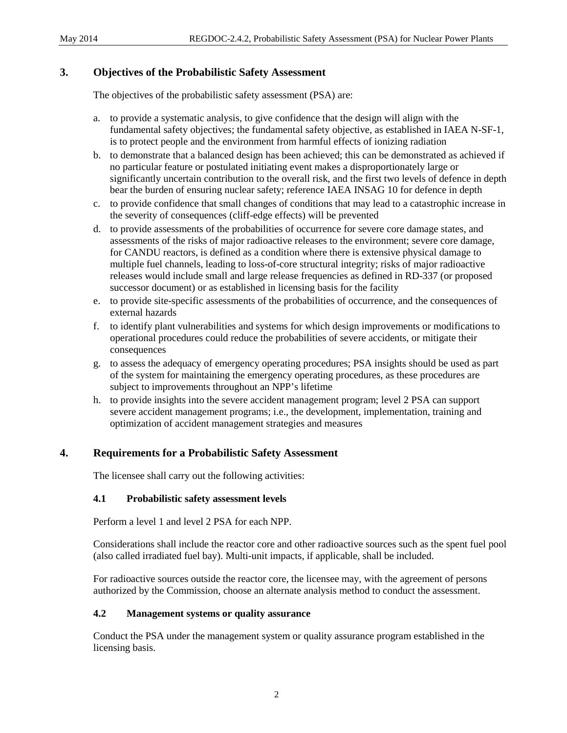## 3. Objectives of the Probabilistic Safety Assessment

The objectives of the probabilistic safety assessment (PSA) are:

a. to provide a systematic analysis, to give confidence that the design will align with the fundamental safety objectives; the fundamental safety objective, as established in IAEA N-SF-1, is to protect people and the environment from harmful effects of ionizing radiation
b. to demonstrate that a balanced design has been achieved; this can be demonstrated as achieved if no particular feature or postulated initiating event makes a disproportionately large or significantly uncertain contribution to the overall risk, and the first two levels of defence in depth bear the burden of ensuring nuclear safety; reference IAEA INSAG 10 for defence in depth
c. to provide confidence that small changes of conditions that may lead to a catastrophic increase in the severity of consequences (cliff-edge effects) will be prevented
d. to provide assessments of the probabilities of occurrence for severe core damage states, and assessments of the risks of major radioactive releases to the environment; severe core damage, for CANDU reactors, is defined as a condition where there is extensive physical damage to multiple fuel channels, leading to loss-of-core structural integrity; risks of major radioactive releases would include small and large release frequencies as defined in RD-337 (or proposed successor document) or as established in licensing basis for the facility
e. to provide site-specific assessments of the probabilities of occurrence, and the consequences of external hazards
f. to identify plant vulnerabilities and systems for which design improvements or modifications to operational procedures could reduce the probabilities of severe accidents, or mitigate their consequences
g. to assess the adequacy of emergency operating procedures; PSA insights should be used as part of the system for maintaining the emergency operating procedures, as these procedures are subject to improvements throughout an NPP's lifetime
h. to provide insights into the severe accident management program; level 2 PSA can support severe accident management programs; i.e., the development, implementation, training and optimization of accident management strategies and measures

## 4. Requirements for a Probabilistic Safety Assessment

The licensee shall carry out the following activities:

### 4.1 Probabilistic safety assessment levels

Perform a level 1 and level 2 PSA for each NPP.

Considerations shall include the reactor core and other radioactive sources such as the spent fuel pool (also called irradiated fuel bay). Multi-unit impacts, if applicable, shall be included.

For radioactive sources outside the reactor core, the licensee may, with the agreement of persons authorized by the Commission, choose an alternate analysis method to conduct the assessment.

### 4.2 Management systems or quality assurance

Conduct the PSA under the management system or quality assurance program established in the licensing basis.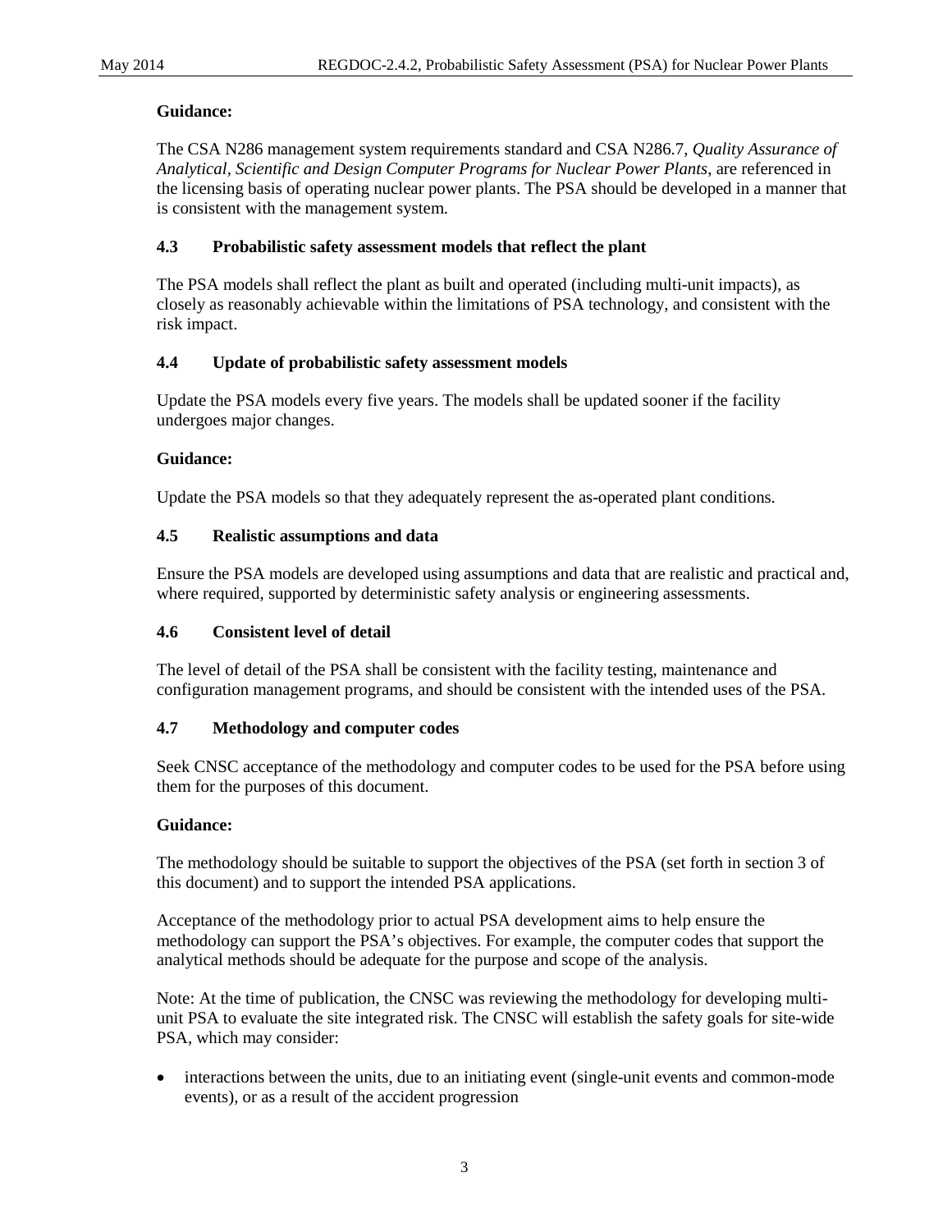**Guidance:**

The CSA N286 management system requirements standard and CSA N286.7, *Quality Assurance of Analytical, Scientific and Design Computer Programs for Nuclear Power Plants*, are referenced in the licensing basis of operating nuclear power plants. The PSA should be developed in a manner that is consistent with the management system.

### 4.3 Probabilistic safety assessment models that reflect the plant

The PSA models shall reflect the plant as built and operated (including multi-unit impacts), as closely as reasonably achievable within the limitations of PSA technology, and consistent with the risk impact.

### 4.4 Update of probabilistic safety assessment models

Update the PSA models every five years. The models shall be updated sooner if the facility undergoes major changes.

**Guidance:**

Update the PSA models so that they adequately represent the as-operated plant conditions.

### 4.5 Realistic assumptions and data

Ensure the PSA models are developed using assumptions and data that are realistic and practical and, where required, supported by deterministic safety analysis or engineering assessments.

### 4.6 Consistent level of detail

The level of detail of the PSA shall be consistent with the facility testing, maintenance and configuration management programs, and should be consistent with the intended uses of the PSA.

### 4.7 Methodology and computer codes

Seek CNSC acceptance of the methodology and computer codes to be used for the PSA before using them for the purposes of this document.

**Guidance:**

The methodology should be suitable to support the objectives of the PSA (set forth in section 3 of this document) and to support the intended PSA applications.

Acceptance of the methodology prior to actual PSA development aims to help ensure the methodology can support the PSA's objectives. For example, the computer codes that support the analytical methods should be adequate for the purpose and scope of the analysis.

Note: At the time of publication, the CNSC was reviewing the methodology for developing multi-unit PSA to evaluate the site integrated risk. The CNSC will establish the safety goals for site-wide PSA, which may consider:

- interactions between the units, due to an initiating event (single-unit events and common-mode events), or as a result of the accident progression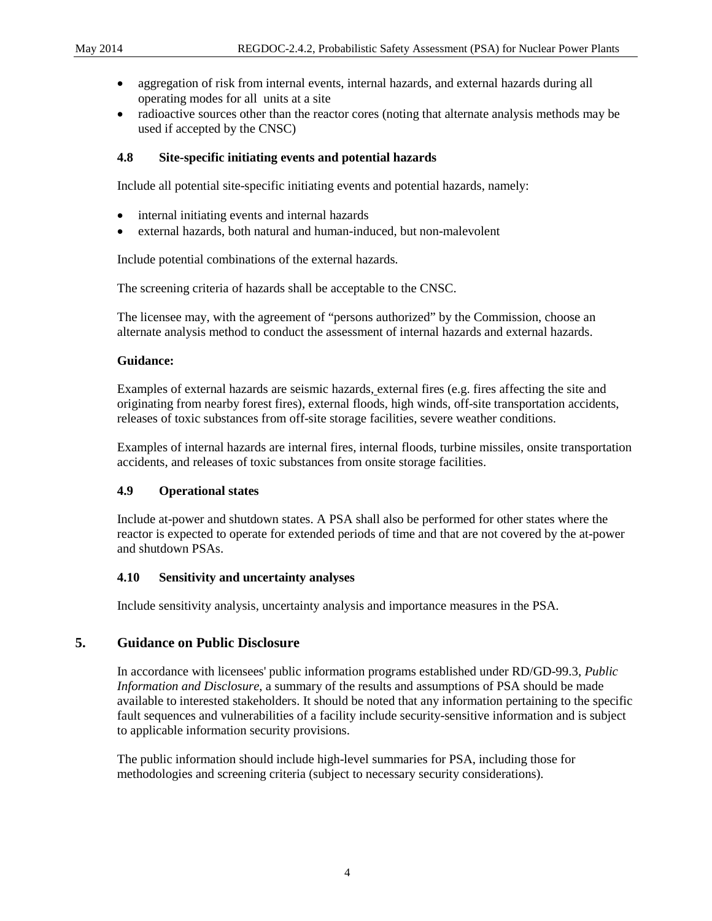- aggregation of risk from internal events, internal hazards, and external hazards during all operating modes for all units at a site
- radioactive sources other than the reactor cores (noting that alternate analysis methods may be used if accepted by the CNSC)

### 4.8 Site-specific initiating events and potential hazards

Include all potential site-specific initiating events and potential hazards, namely:

- internal initiating events and internal hazards
- external hazards, both natural and human-induced, but non-malevolent

Include potential combinations of the external hazards.

The screening criteria of hazards shall be acceptable to the CNSC.

The licensee may, with the agreement of "persons authorized" by the Commission, choose an alternate analysis method to conduct the assessment of internal hazards and external hazards.

**Guidance:**

Examples of external hazards are seismic hazards, external fires (e.g. fires affecting the site and originating from nearby forest fires), external floods, high winds, off-site transportation accidents, releases of toxic substances from off-site storage facilities, severe weather conditions.

Examples of internal hazards are internal fires, internal floods, turbine missiles, onsite transportation accidents, and releases of toxic substances from onsite storage facilities.

### 4.9 Operational states

Include at-power and shutdown states. A PSA shall also be performed for other states where the reactor is expected to operate for extended periods of time and that are not covered by the at-power and shutdown PSAs.

### 4.10 Sensitivity and uncertainty analyses

Include sensitivity analysis, uncertainty analysis and importance measures in the PSA.

## 5. Guidance on Public Disclosure

In accordance with licensees' public information programs established under RD/GD-99.3, *Public Information and Disclosure*, a summary of the results and assumptions of PSA should be made available to interested stakeholders. It should be noted that any information pertaining to the specific fault sequences and vulnerabilities of a facility include security-sensitive information and is subject to applicable information security provisions.

The public information should include high-level summaries for PSA, including those for methodologies and screening criteria (subject to necessary security considerations).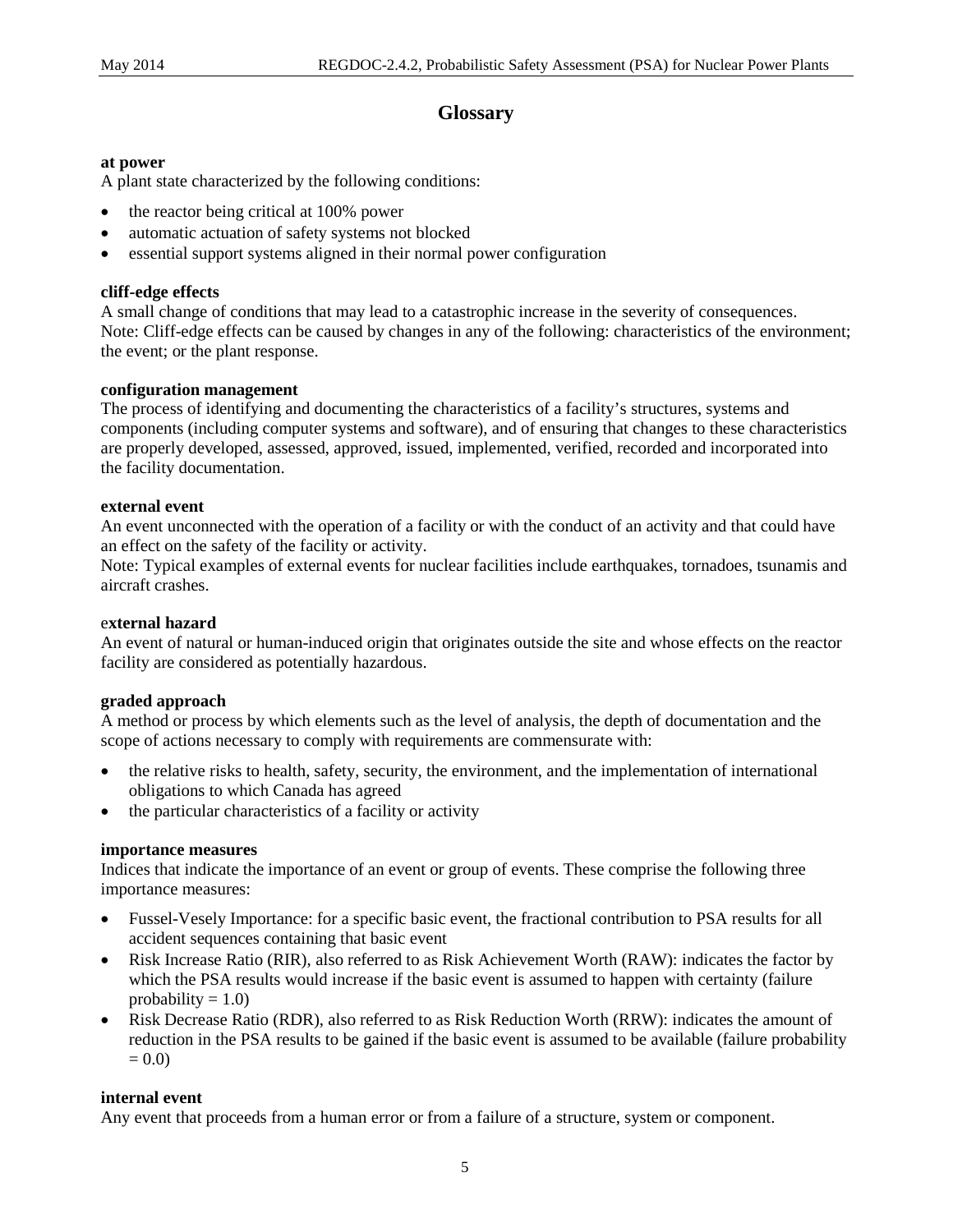# Glossary

**at power**
A plant state characterized by the following conditions:

- the reactor being critical at 100% power
- automatic actuation of safety systems not blocked
- essential support systems aligned in their normal power configuration

**cliff-edge effects**
A small change of conditions that may lead to a catastrophic increase in the severity of consequences.
Note: Cliff-edge effects can be caused by changes in any of the following: characteristics of the environment; the event; or the plant response.

**configuration management**
The process of identifying and documenting the characteristics of a facility's structures, systems and components (including computer systems and software), and of ensuring that changes to these characteristics are properly developed, assessed, approved, issued, implemented, verified, recorded and incorporated into the facility documentation.

**external event**
An event unconnected with the operation of a facility or with the conduct of an activity and that could have an effect on the safety of the facility or activity.
Note: Typical examples of external events for nuclear facilities include earthquakes, tornadoes, tsunamis and aircraft crashes.

**external hazard**
An event of natural or human-induced origin that originates outside the site and whose effects on the reactor facility are considered as potentially hazardous.

**graded approach**
A method or process by which elements such as the level of analysis, the depth of documentation and the scope of actions necessary to comply with requirements are commensurate with:

- the relative risks to health, safety, security, the environment, and the implementation of international obligations to which Canada has agreed
- the particular characteristics of a facility or activity

**importance measures**
Indices that indicate the importance of an event or group of events. These comprise the following three importance measures:

- Fussel-Vesely Importance: for a specific basic event, the fractional contribution to PSA results for all accident sequences containing that basic event
- Risk Increase Ratio (RIR), also referred to as Risk Achievement Worth (RAW): indicates the factor by which the PSA results would increase if the basic event is assumed to happen with certainty (failure probability = 1.0)
- Risk Decrease Ratio (RDR), also referred to as Risk Reduction Worth (RRW): indicates the amount of reduction in the PSA results to be gained if the basic event is assumed to be available (failure probability = 0.0)

**internal event**
Any event that proceeds from a human error or from a failure of a structure, system or component.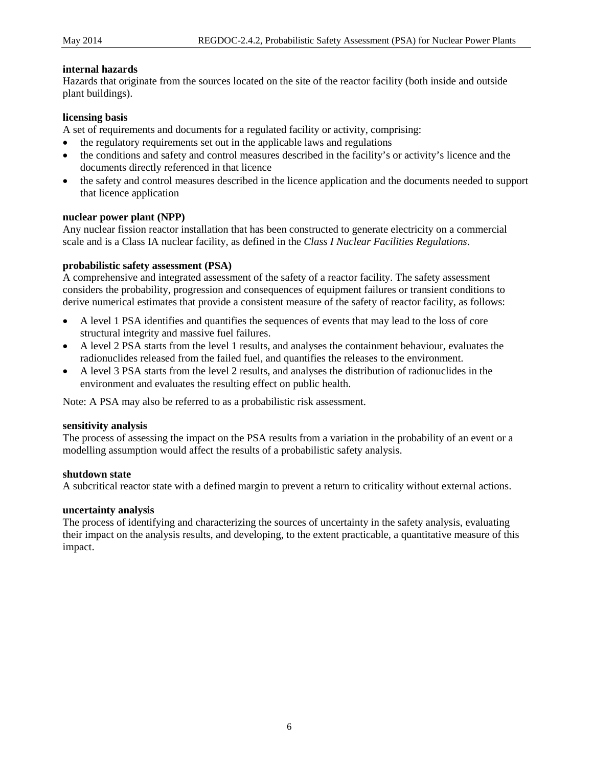**internal hazards**
Hazards that originate from the sources located on the site of the reactor facility (both inside and outside plant buildings).

**licensing basis**
A set of requirements and documents for a regulated facility or activity, comprising:

- the regulatory requirements set out in the applicable laws and regulations
- the conditions and safety and control measures described in the facility's or activity's licence and the documents directly referenced in that licence
- the safety and control measures described in the licence application and the documents needed to support that licence application

**nuclear power plant (NPP)**
Any nuclear fission reactor installation that has been constructed to generate electricity on a commercial scale and is a Class IA nuclear facility, as defined in the *Class I Nuclear Facilities Regulations*.

**probabilistic safety assessment (PSA)**
A comprehensive and integrated assessment of the safety of a reactor facility. The safety assessment considers the probability, progression and consequences of equipment failures or transient conditions to derive numerical estimates that provide a consistent measure of the safety of reactor facility, as follows:

- A level 1 PSA identifies and quantifies the sequences of events that may lead to the loss of core structural integrity and massive fuel failures.
- A level 2 PSA starts from the level 1 results, and analyses the containment behaviour, evaluates the radionuclides released from the failed fuel, and quantifies the releases to the environment.
- A level 3 PSA starts from the level 2 results, and analyses the distribution of radionuclides in the environment and evaluates the resulting effect on public health.

Note: A PSA may also be referred to as a probabilistic risk assessment.

**sensitivity analysis**
The process of assessing the impact on the PSA results from a variation in the probability of an event or a modelling assumption would affect the results of a probabilistic safety analysis.

**shutdown state**
A subcritical reactor state with a defined margin to prevent a return to criticality without external actions.

**uncertainty analysis**
The process of identifying and characterizing the sources of uncertainty in the safety analysis, evaluating their impact on the analysis results, and developing, to the extent practicable, a quantitative measure of this impact.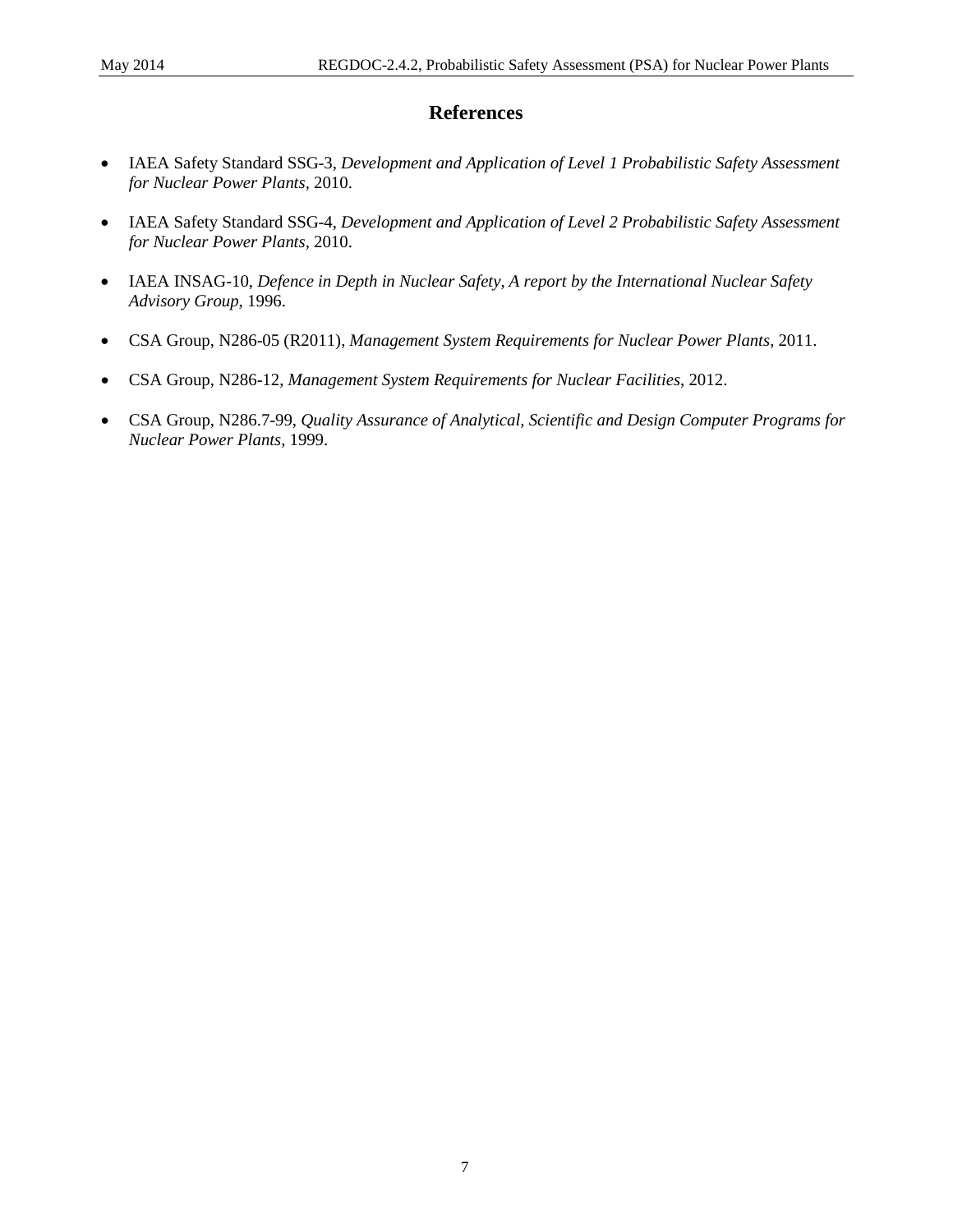# References

- IAEA Safety Standard SSG-3, *Development and Application of Level 1 Probabilistic Safety Assessment for Nuclear Power Plants*, 2010.
- IAEA Safety Standard SSG-4, *Development and Application of Level 2 Probabilistic Safety Assessment for Nuclear Power Plants*, 2010.
- IAEA INSAG-10, *Defence in Depth in Nuclear Safety, A report by the International Nuclear Safety Advisory Group*, 1996.
- CSA Group, N286-05 (R2011), *Management System Requirements for Nuclear Power Plants*, 2011.
- CSA Group, N286-12, *Management System Requirements for Nuclear Facilities*, 2012.
- CSA Group, N286.7-99, *Quality Assurance of Analytical, Scientific and Design Computer Programs for Nuclear Power Plants*, 1999.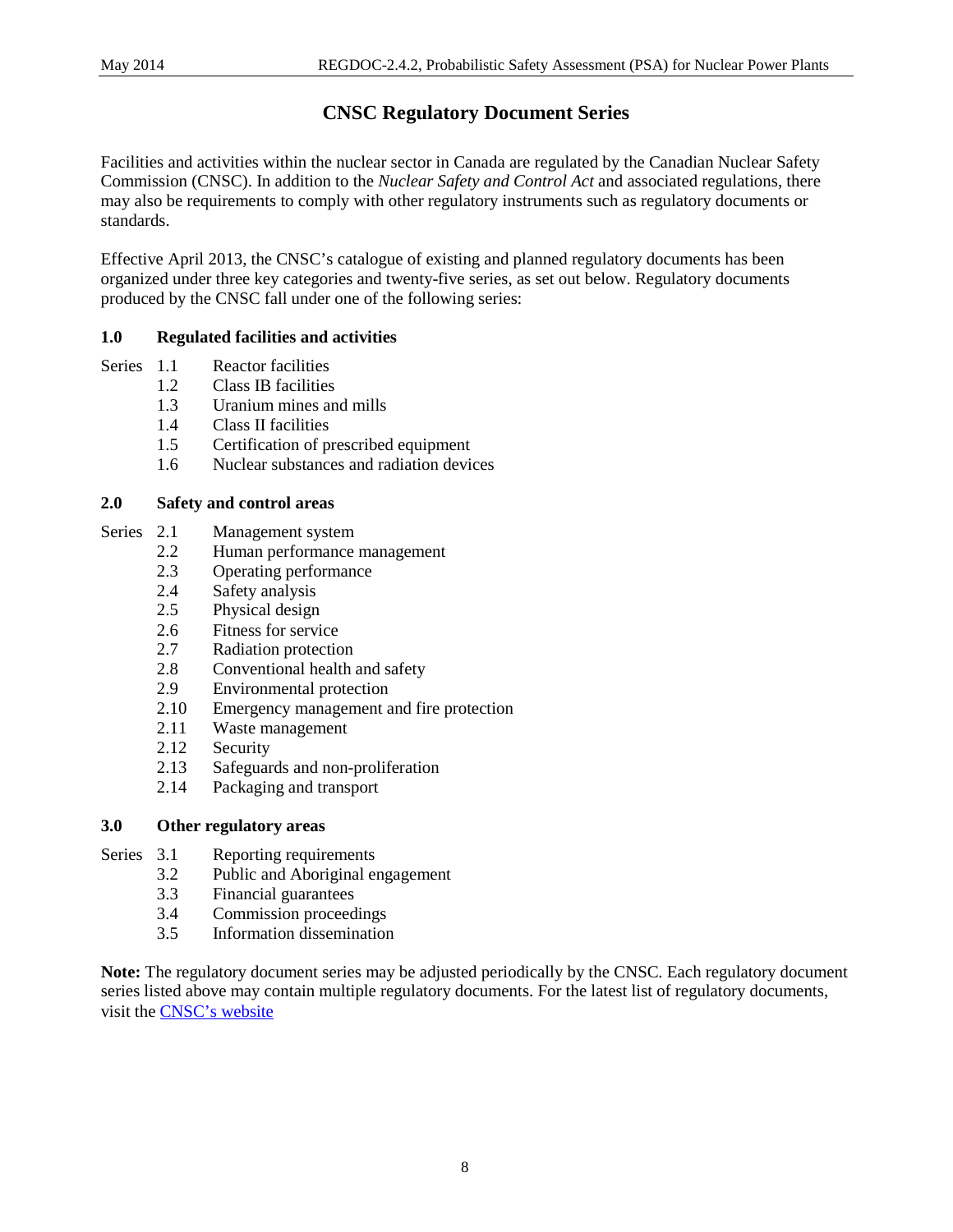# CNSC Regulatory Document Series

Facilities and activities within the nuclear sector in Canada are regulated by the Canadian Nuclear Safety Commission (CNSC). In addition to the *Nuclear Safety and Control Act* and associated regulations, there may also be requirements to comply with other regulatory instruments such as regulatory documents or standards.

Effective April 2013, the CNSC's catalogue of existing and planned regulatory documents has been organized under three key categories and twenty-five series, as set out below. Regulatory documents produced by the CNSC fall under one of the following series:

### 1.0 Regulated facilities and activities

Series 1.1 Reactor facilities
- 1.2 Class IB facilities
- 1.3 Uranium mines and mills
- 1.4 Class II facilities
- 1.5 Certification of prescribed equipment
- 1.6 Nuclear substances and radiation devices

### 2.0 Safety and control areas

Series 2.1 Management system
- 2.2 Human performance management
- 2.3 Operating performance
- 2.4 Safety analysis
- 2.5 Physical design
- 2.6 Fitness for service
- 2.7 Radiation protection
- 2.8 Conventional health and safety
- 2.9 Environmental protection
- 2.10 Emergency management and fire protection
- 2.11 Waste management
- 2.12 Security
- 2.13 Safeguards and non-proliferation
- 2.14 Packaging and transport

### 3.0 Other regulatory areas

Series 3.1 Reporting requirements
- 3.2 Public and Aboriginal engagement
- 3.3 Financial guarantees
- 3.4 Commission proceedings
- 3.5 Information dissemination

**Note:** The regulatory document series may be adjusted periodically by the CNSC. Each regulatory document series listed above may contain multiple regulatory documents. For the latest list of regulatory documents, visit the CNSC's website